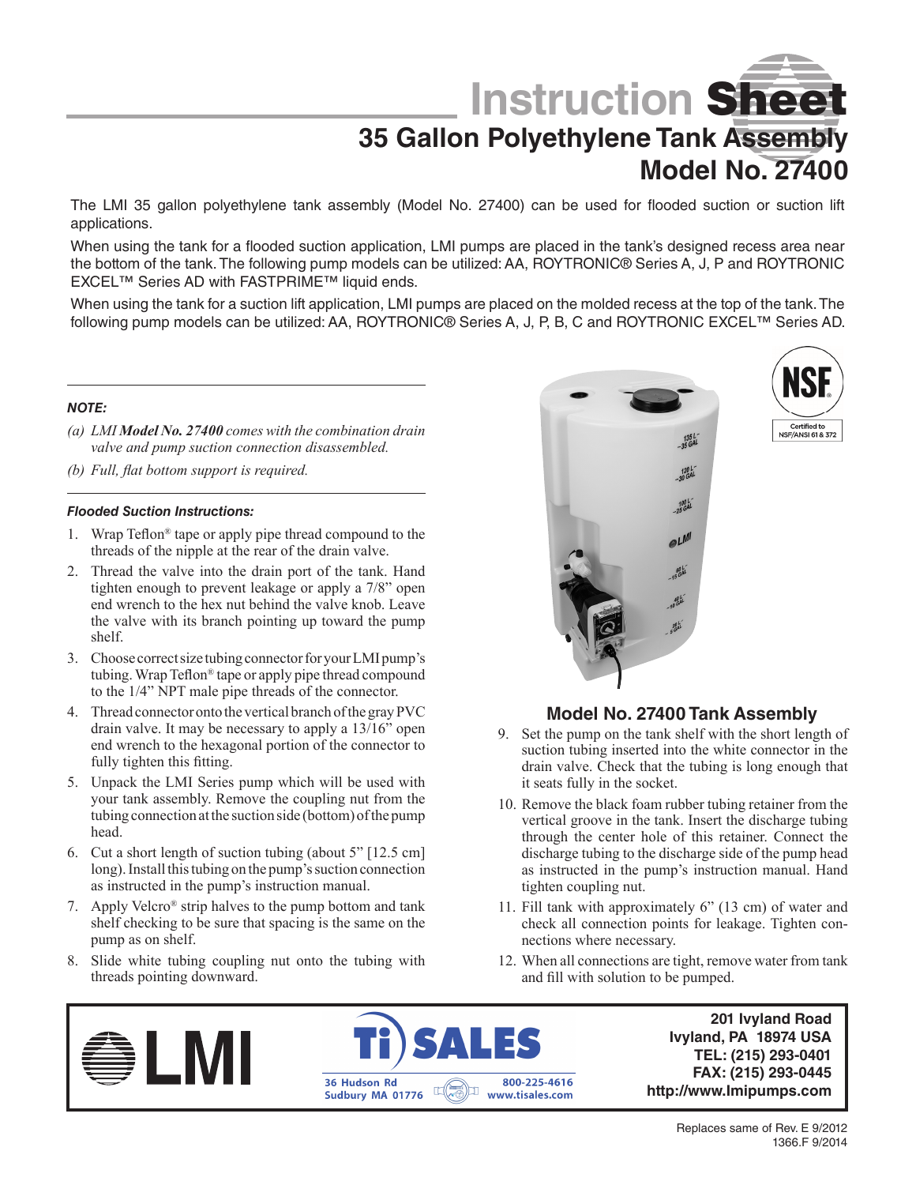# Instruction Sheet

## 35 Gallon Polyethylene Tank Assembly
## Model No. 27400

The LMI 35 gallon polyethylene tank assembly (Model No. 27400) can be used for flooded suction or suction lift applications.

When using the tank for a flooded suction application, LMI pumps are placed in the tank's designed recess area near the bottom of the tank. The following pump models can be utilized: AA, ROYTRONIC® Series A, J, P and ROYTRONIC EXCEL™ Series AD with FASTPRIME™ liquid ends.

When using the tank for a suction lift application, LMI pumps are placed on the molded recess at the top of the tank. The following pump models can be utilized: AA, ROYTRONIC® Series A, J, P, B, C and ROYTRONIC EXCEL™ Series AD.

***NOTE:***

*(a) LMI **Model No. 27400** comes with the combination drain valve and pump suction connection disassembled.*

*(b) Full, flat bottom support is required.*

***Flooded Suction Instructions:***

1. Wrap Teflon® tape or apply pipe thread compound to the threads of the nipple at the rear of the drain valve.
2. Thread the valve into the drain port of the tank. Hand tighten enough to prevent leakage or apply a 7/8" open end wrench to the hex nut behind the valve knob. Leave the valve with its branch pointing up toward the pump shelf.
3. Choose correct size tubing connector for your LMI pump's tubing. Wrap Teflon® tape or apply pipe thread compound to the 1/4" NPT male pipe threads of the connector.
4. Thread connector onto the vertical branch of the gray PVC drain valve. It may be necessary to apply a 13/16" open end wrench to the hexagonal portion of the connector to fully tighten this fitting.
5. Unpack the LMI Series pump which will be used with your tank assembly. Remove the coupling nut from the tubing connection at the suction side (bottom) of the pump head.
6. Cut a short length of suction tubing (about 5" [12.5 cm] long). Install this tubing on the pump's suction connection as instructed in the pump's instruction manual.
7. Apply Velcro® strip halves to the pump bottom and tank shelf checking to be sure that spacing is the same on the pump as on shelf.
8. Slide white tubing coupling nut onto the tubing with threads pointing downward.
9. Set the pump on the tank shelf with the short length of suction tubing inserted into the white connector in the drain valve. Check that the tubing is long enough that it seats fully in the socket.
10. Remove the black foam rubber tubing retainer from the vertical groove in the tank. Insert the discharge tubing through the center hole of this retainer. Connect the discharge tubing to the discharge side of the pump head as instructed in the pump's instruction manual. Hand tighten coupling nut.
11. Fill tank with approximately 6" (13 cm) of water and check all connection points for leakage. Tighten connections where necessary.
12. When all connections are tight, remove water from tank and fill with solution to be pumped.

NSF Certified to NSF/ANSI 61 & 372

**Model No. 27400 Tank Assembly**

LMI

Ti SALES
36 Hudson Rd
Sudbury MA 01776
800-225-4616
www.tisales.com

**201 Ivyland Road**
**Ivyland, PA 18974 USA**
**TEL: (215) 293-0401**
**FAX: (215) 293-0445**
**http://www.lmipumps.com**

Replaces same of Rev. E 9/2012
1366.F 9/2014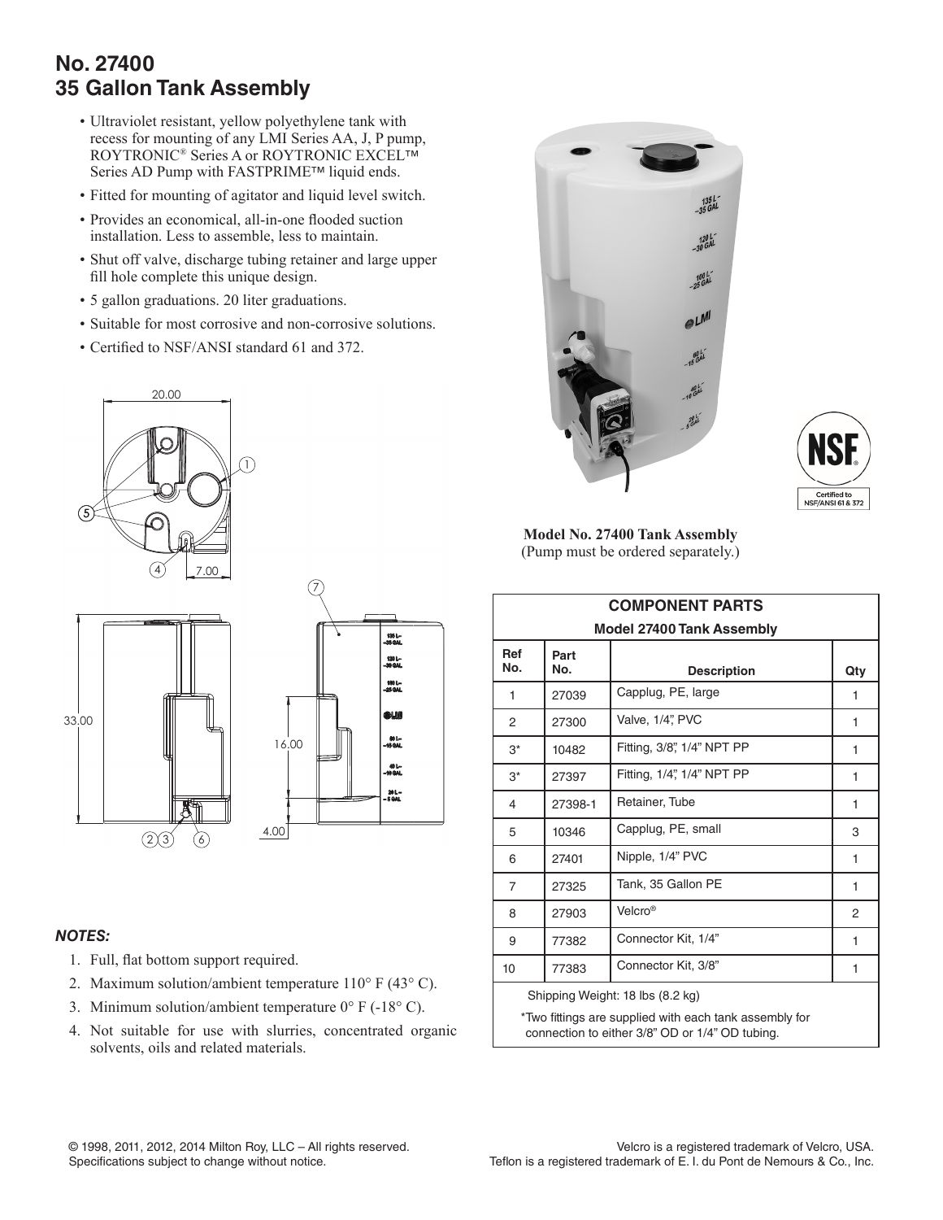# No. 27400
# 35 Gallon Tank Assembly

- Ultraviolet resistant, yellow polyethylene tank with recess for mounting of any LMI Series AA, J, P pump, ROYTRONIC® Series A or ROYTRONIC EXCEL™ Series AD Pump with FASTPRIME™ liquid ends.
- Fitted for mounting of agitator and liquid level switch.
- Provides an economical, all-in-one flooded suction installation. Less to assemble, less to maintain.
- Shut off valve, discharge tubing retainer and large upper fill hole complete this unique design.
- 5 gallon graduations. 20 liter graduations.
- Suitable for most corrosive and non-corrosive solutions.
- Certified to NSF/ANSI standard 61 and 372.

20.00
7.00
33.00
16.00
4.00
1
2
3
4
5
6
7

Certified to NSF/ANSI 61 & 372

**Model No. 27400 Tank Assembly**
(Pump must be ordered separately.)

### NOTES:

1. Full, flat bottom support required.
2. Maximum solution/ambient temperature 110° F (43° C).
3. Minimum solution/ambient temperature 0° F (-18° C).
4. Not suitable for use with slurries, concentrated organic solvents, oils and related materials.

**COMPONENT PARTS**
**Model 27400 Tank Assembly**

| Ref No. | Part No. | Description | Qty |
|---|---|---|---|
| 1 | 27039 | Capplug, PE, large | 1 |
| 2 | 27300 | Valve, 1/4", PVC | 1 |
| 3* | 10482 | Fitting, 3/8", 1/4" NPT PP | 1 |
| 3* | 27397 | Fitting, 1/4", 1/4" NPT PP | 1 |
| 4 | 27398-1 | Retainer, Tube | 1 |
| 5 | 10346 | Capplug, PE, small | 3 |
| 6 | 27401 | Nipple, 1/4" PVC | 1 |
| 7 | 27325 | Tank, 35 Gallon PE | 1 |
| 8 | 27903 | Velcro® | 2 |
| 9 | 77382 | Connector Kit, 1/4" | 1 |
| 10 | 77383 | Connector Kit, 3/8" | 1 |

Shipping Weight: 18 lbs (8.2 kg)

*Two fittings are supplied with each tank assembly for connection to either 3/8" OD or 1/4" OD tubing.

© 1998, 2011, 2012, 2014 Milton Roy, LLC – All rights reserved.
Specifications subject to change without notice.

Velcro is a registered trademark of Velcro, USA.
Teflon is a registered trademark of E. I. du Pont de Nemours & Co., Inc.